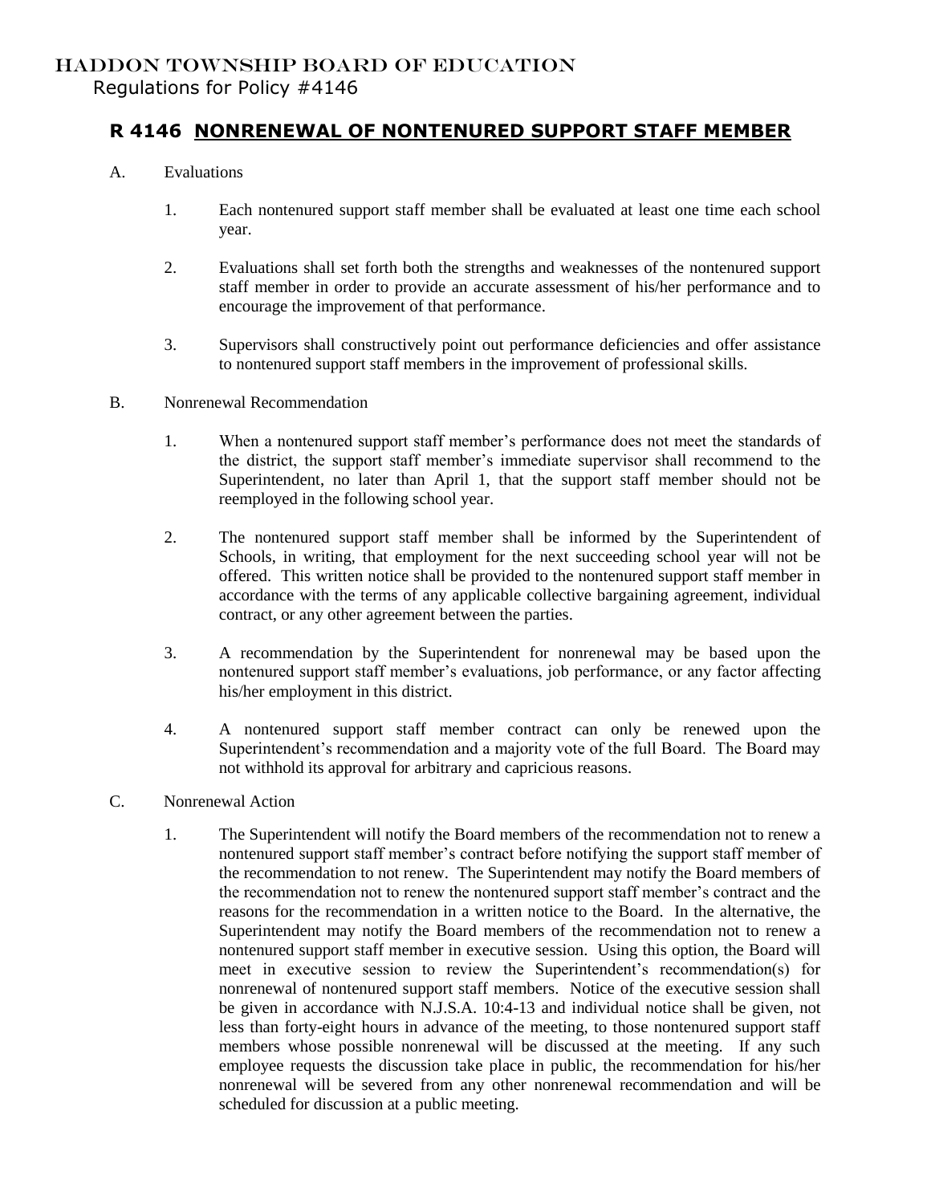# HADDON TOWNSHIP BOARD OF EDUCATION

Regulations for Policy #4146

## R 4146 NONRENEWAL OF NONTENURED SUPPORT STAFF MEMBER

A. Evaluations

1. Each nontenured support staff member shall be evaluated at least one time each school year.

2. Evaluations shall set forth both the strengths and weaknesses of the nontenured support staff member in order to provide an accurate assessment of his/her performance and to encourage the improvement of that performance.

3. Supervisors shall constructively point out performance deficiencies and offer assistance to nontenured support staff members in the improvement of professional skills.

B. Nonrenewal Recommendation

1. When a nontenured support staff member's performance does not meet the standards of the district, the support staff member's immediate supervisor shall recommend to the Superintendent, no later than April 1, that the support staff member should not be reemployed in the following school year.

2. The nontenured support staff member shall be informed by the Superintendent of Schools, in writing, that employment for the next succeeding school year will not be offered. This written notice shall be provided to the nontenured support staff member in accordance with the terms of any applicable collective bargaining agreement, individual contract, or any other agreement between the parties.

3. A recommendation by the Superintendent for nonrenewal may be based upon the nontenured support staff member's evaluations, job performance, or any factor affecting his/her employment in this district.

4. A nontenured support staff member contract can only be renewed upon the Superintendent's recommendation and a majority vote of the full Board. The Board may not withhold its approval for arbitrary and capricious reasons.

C. Nonrenewal Action

1. The Superintendent will notify the Board members of the recommendation not to renew a nontenured support staff member's contract before notifying the support staff member of the recommendation to not renew. The Superintendent may notify the Board members of the recommendation not to renew the nontenured support staff member's contract and the reasons for the recommendation in a written notice to the Board. In the alternative, the Superintendent may notify the Board members of the recommendation not to renew a nontenured support staff member in executive session. Using this option, the Board will meet in executive session to review the Superintendent's recommendation(s) for nonrenewal of nontenured support staff members. Notice of the executive session shall be given in accordance with N.J.S.A. 10:4-13 and individual notice shall be given, not less than forty-eight hours in advance of the meeting, to those nontenured support staff members whose possible nonrenewal will be discussed at the meeting. If any such employee requests the discussion take place in public, the recommendation for his/her nonrenewal will be severed from any other nonrenewal recommendation and will be scheduled for discussion at a public meeting.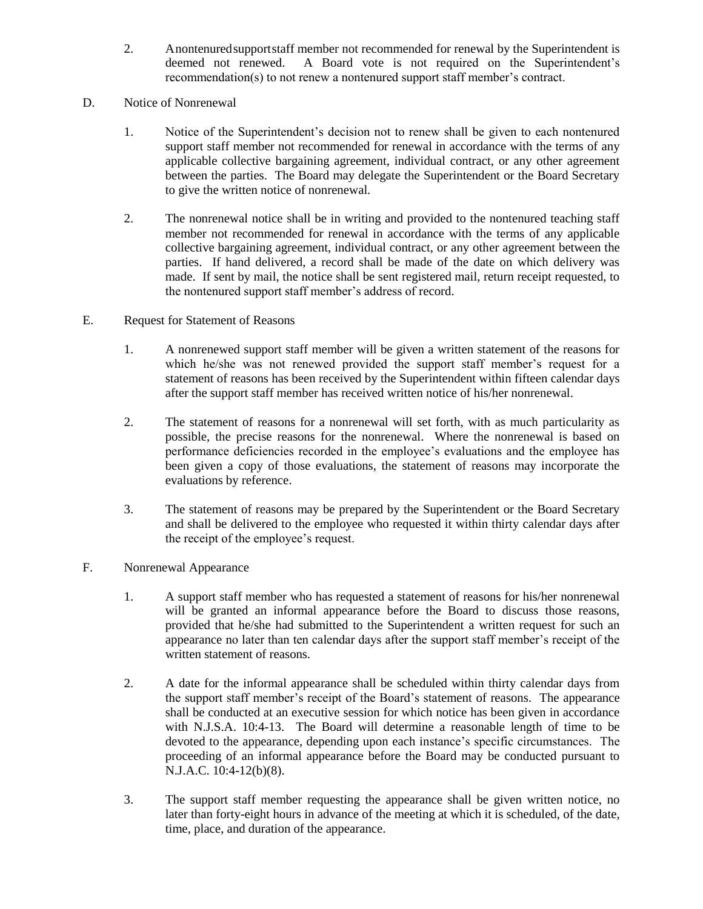2. A nontenured support staff member not recommended for renewal by the Superintendent is deemed not renewed. A Board vote is not required on the Superintendent's recommendation(s) to not renew a nontenured support staff member's contract.

D. Notice of Nonrenewal

1. Notice of the Superintendent's decision not to renew shall be given to each nontenured support staff member not recommended for renewal in accordance with the terms of any applicable collective bargaining agreement, individual contract, or any other agreement between the parties. The Board may delegate the Superintendent or the Board Secretary to give the written notice of nonrenewal.

2. The nonrenewal notice shall be in writing and provided to the nontenured teaching staff member not recommended for renewal in accordance with the terms of any applicable collective bargaining agreement, individual contract, or any other agreement between the parties. If hand delivered, a record shall be made of the date on which delivery was made. If sent by mail, the notice shall be sent registered mail, return receipt requested, to the nontenured support staff member's address of record.

E. Request for Statement of Reasons

1. A nonrenewed support staff member will be given a written statement of the reasons for which he/she was not renewed provided the support staff member's request for a statement of reasons has been received by the Superintendent within fifteen calendar days after the support staff member has received written notice of his/her nonrenewal.

2. The statement of reasons for a nonrenewal will set forth, with as much particularity as possible, the precise reasons for the nonrenewal. Where the nonrenewal is based on performance deficiencies recorded in the employee's evaluations and the employee has been given a copy of those evaluations, the statement of reasons may incorporate the evaluations by reference.

3. The statement of reasons may be prepared by the Superintendent or the Board Secretary and shall be delivered to the employee who requested it within thirty calendar days after the receipt of the employee's request.

F. Nonrenewal Appearance

1. A support staff member who has requested a statement of reasons for his/her nonrenewal will be granted an informal appearance before the Board to discuss those reasons, provided that he/she had submitted to the Superintendent a written request for such an appearance no later than ten calendar days after the support staff member's receipt of the written statement of reasons.

2. A date for the informal appearance shall be scheduled within thirty calendar days from the support staff member's receipt of the Board's statement of reasons. The appearance shall be conducted at an executive session for which notice has been given in accordance with N.J.S.A. 10:4-13. The Board will determine a reasonable length of time to be devoted to the appearance, depending upon each instance's specific circumstances. The proceeding of an informal appearance before the Board may be conducted pursuant to N.J.A.C. 10:4-12(b)(8).

3. The support staff member requesting the appearance shall be given written notice, no later than forty-eight hours in advance of the meeting at which it is scheduled, of the date, time, place, and duration of the appearance.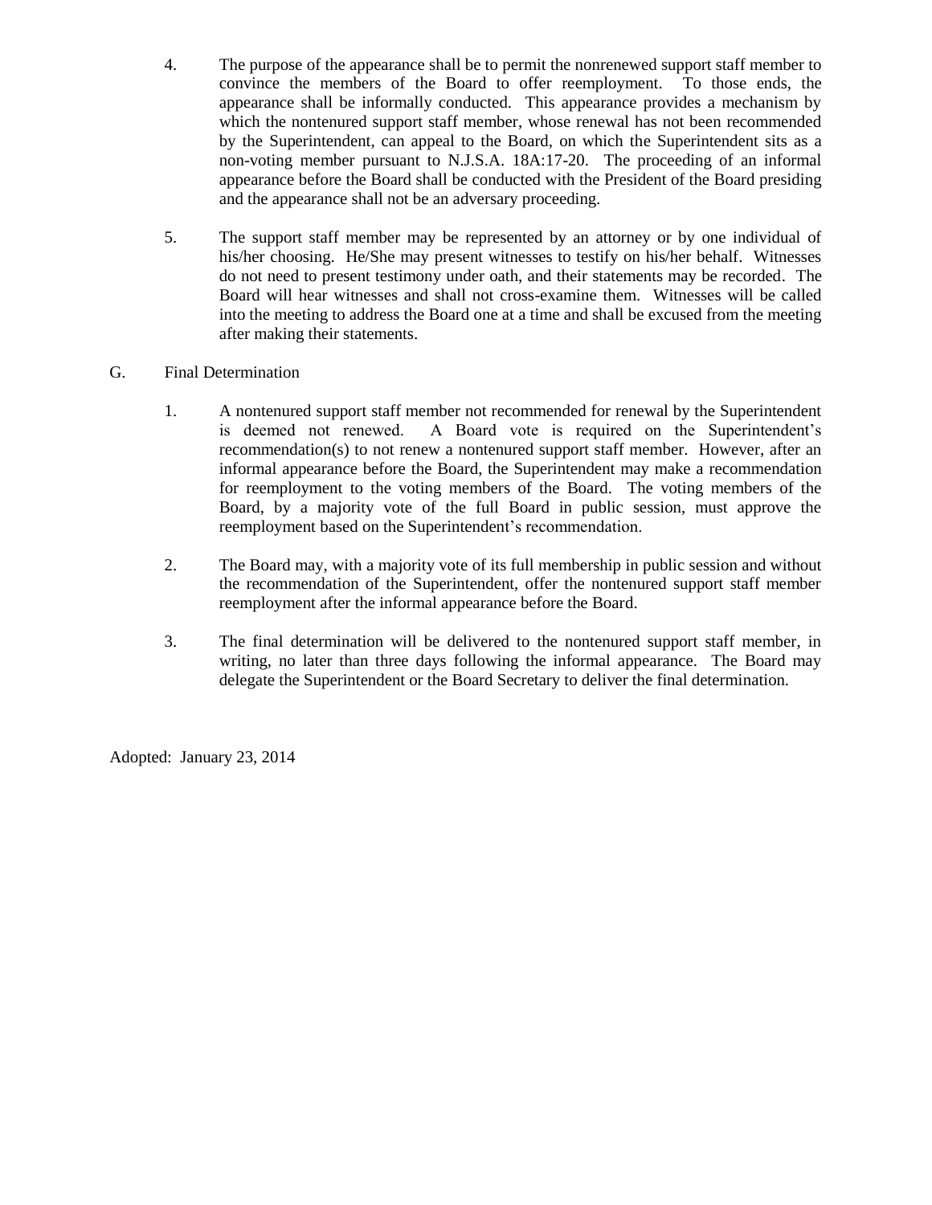4. The purpose of the appearance shall be to permit the nonrenewed support staff member to convince the members of the Board to offer reemployment. To those ends, the appearance shall be informally conducted. This appearance provides a mechanism by which the nontenured support staff member, whose renewal has not been recommended by the Superintendent, can appeal to the Board, on which the Superintendent sits as a non-voting member pursuant to N.J.S.A. 18A:17-20. The proceeding of an informal appearance before the Board shall be conducted with the President of the Board presiding and the appearance shall not be an adversary proceeding.

5. The support staff member may be represented by an attorney or by one individual of his/her choosing. He/She may present witnesses to testify on his/her behalf. Witnesses do not need to present testimony under oath, and their statements may be recorded. The Board will hear witnesses and shall not cross-examine them. Witnesses will be called into the meeting to address the Board one at a time and shall be excused from the meeting after making their statements.

G. Final Determination

1. A nontenured support staff member not recommended for renewal by the Superintendent is deemed not renewed. A Board vote is required on the Superintendent's recommendation(s) to not renew a nontenured support staff member. However, after an informal appearance before the Board, the Superintendent may make a recommendation for reemployment to the voting members of the Board. The voting members of the Board, by a majority vote of the full Board in public session, must approve the reemployment based on the Superintendent's recommendation.

2. The Board may, with a majority vote of its full membership in public session and without the recommendation of the Superintendent, offer the nontenured support staff member reemployment after the informal appearance before the Board.

3. The final determination will be delivered to the nontenured support staff member, in writing, no later than three days following the informal appearance. The Board may delegate the Superintendent or the Board Secretary to deliver the final determination.

Adopted: January 23, 2014